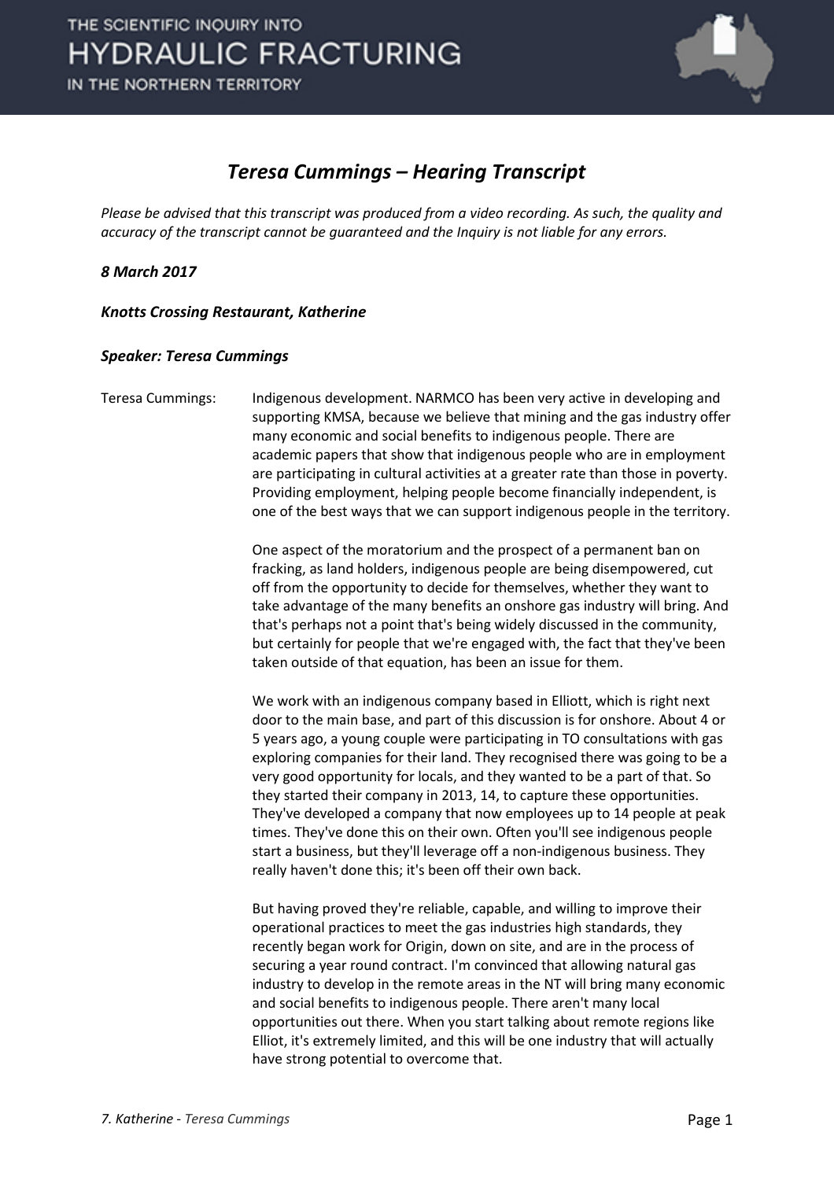# *Teresa Cummings – Hearing Transcript*

*Please be advised that this transcript was produced from a video recording. As such, the quality and accuracy of the transcript cannot be guaranteed and the Inquiry is not liable for any errors.*

***8 March 2017***

***Knotts Crossing Restaurant, Katherine***

***Speaker: Teresa Cummings***

Teresa Cummings: Indigenous development. NARMCO has been very active in developing and supporting KMSA, because we believe that mining and the gas industry offer many economic and social benefits to indigenous people. There are academic papers that show that indigenous people who are in employment are participating in cultural activities at a greater rate than those in poverty. Providing employment, helping people become financially independent, is one of the best ways that we can support indigenous people in the territory.

One aspect of the moratorium and the prospect of a permanent ban on fracking, as land holders, indigenous people are being disempowered, cut off from the opportunity to decide for themselves, whether they want to take advantage of the many benefits an onshore gas industry will bring. And that's perhaps not a point that's being widely discussed in the community, but certainly for people that we're engaged with, the fact that they've been taken outside of that equation, has been an issue for them.

We work with an indigenous company based in Elliott, which is right next door to the main base, and part of this discussion is for onshore. About 4 or 5 years ago, a young couple were participating in TO consultations with gas exploring companies for their land. They recognised there was going to be a very good opportunity for locals, and they wanted to be a part of that. So they started their company in 2013, 14, to capture these opportunities. They've developed a company that now employees up to 14 people at peak times. They've done this on their own. Often you'll see indigenous people start a business, but they'll leverage off a non-indigenous business. They really haven't done this; it's been off their own back.

But having proved they're reliable, capable, and willing to improve their operational practices to meet the gas industries high standards, they recently began work for Origin, down on site, and are in the process of securing a year round contract. I'm convinced that allowing natural gas industry to develop in the remote areas in the NT will bring many economic and social benefits to indigenous people. There aren't many local opportunities out there. When you start talking about remote regions like Elliot, it's extremely limited, and this will be one industry that will actually have strong potential to overcome that.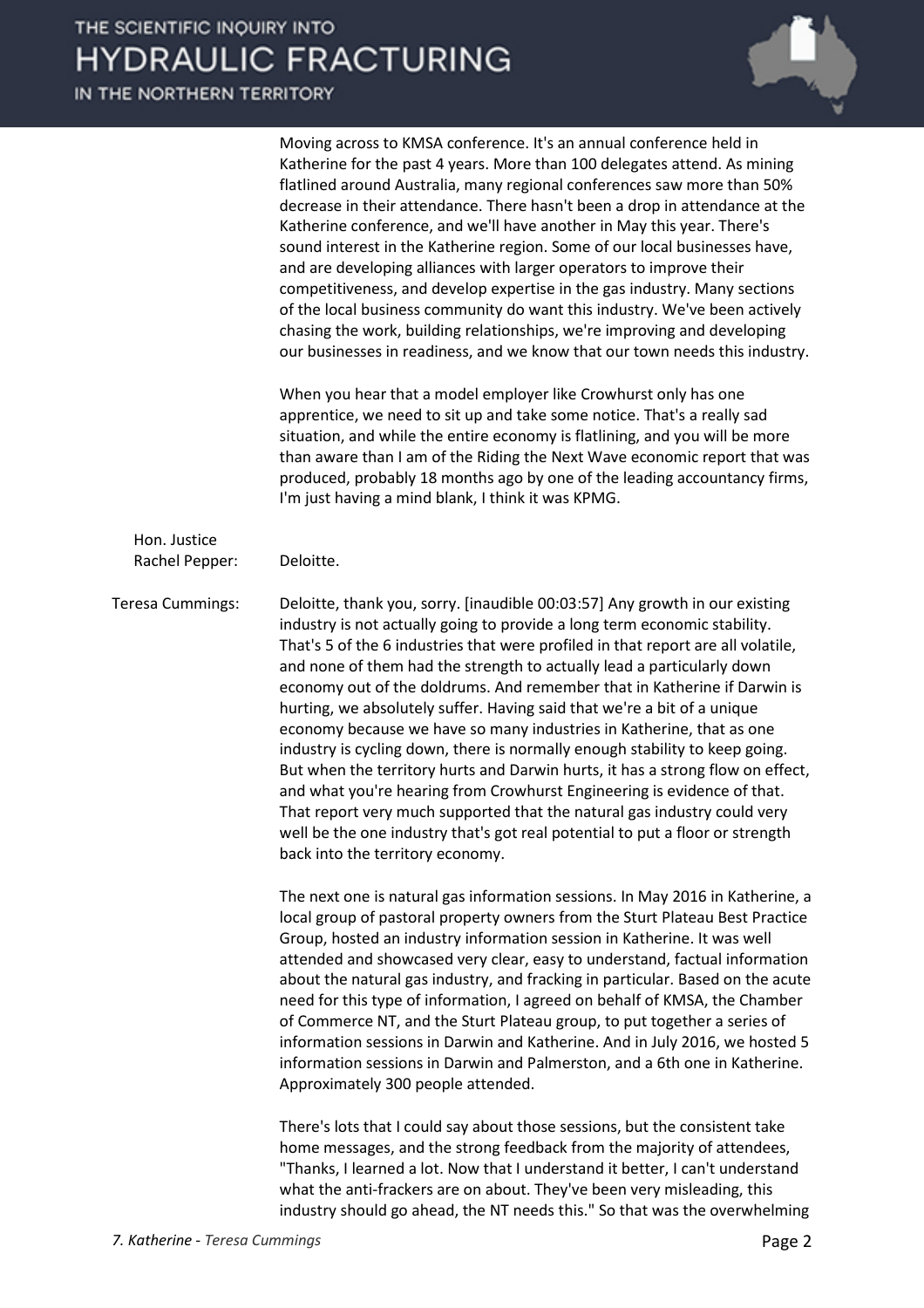Moving across to KMSA conference. It's an annual conference held in Katherine for the past 4 years. More than 100 delegates attend. As mining flatlined around Australia, many regional conferences saw more than 50% decrease in their attendance. There hasn't been a drop in attendance at the Katherine conference, and we'll have another in May this year. There's sound interest in the Katherine region. Some of our local businesses have, and are developing alliances with larger operators to improve their competitiveness, and develop expertise in the gas industry. Many sections of the local business community do want this industry. We've been actively chasing the work, building relationships, we're improving and developing our businesses in readiness, and we know that our town needs this industry.

When you hear that a model employer like Crowhurst only has one apprentice, we need to sit up and take some notice. That's a really sad situation, and while the entire economy is flatlining, and you will be more than aware than I am of the Riding the Next Wave economic report that was produced, probably 18 months ago by one of the leading accountancy firms, I'm just having a mind blank, I think it was KPMG.

**Hon. Justice Rachel Pepper:** Deloitte.

**Teresa Cummings:** Deloitte, thank you, sorry. [inaudible 00:03:57] Any growth in our existing industry is not actually going to provide a long term economic stability. That's 5 of the 6 industries that were profiled in that report are all volatile, and none of them had the strength to actually lead a particularly down economy out of the doldrums. And remember that in Katherine if Darwin is hurting, we absolutely suffer. Having said that we're a bit of a unique economy because we have so many industries in Katherine, that as one industry is cycling down, there is normally enough stability to keep going. But when the territory hurts and Darwin hurts, it has a strong flow on effect, and what you're hearing from Crowhurst Engineering is evidence of that. That report very much supported that the natural gas industry could very well be the one industry that's got real potential to put a floor or strength back into the territory economy.

The next one is natural gas information sessions. In May 2016 in Katherine, a local group of pastoral property owners from the Sturt Plateau Best Practice Group, hosted an industry information session in Katherine. It was well attended and showcased very clear, easy to understand, factual information about the natural gas industry, and fracking in particular. Based on the acute need for this type of information, I agreed on behalf of KMSA, the Chamber of Commerce NT, and the Sturt Plateau group, to put together a series of information sessions in Darwin and Katherine. And in July 2016, we hosted 5 information sessions in Darwin and Palmerston, and a 6th one in Katherine. Approximately 300 people attended.

There's lots that I could say about those sessions, but the consistent take home messages, and the strong feedback from the majority of attendees, "Thanks, I learned a lot. Now that I understand it better, I can't understand what the anti-frackers are on about. They've been very misleading, this industry should go ahead, the NT needs this." So that was the overwhelming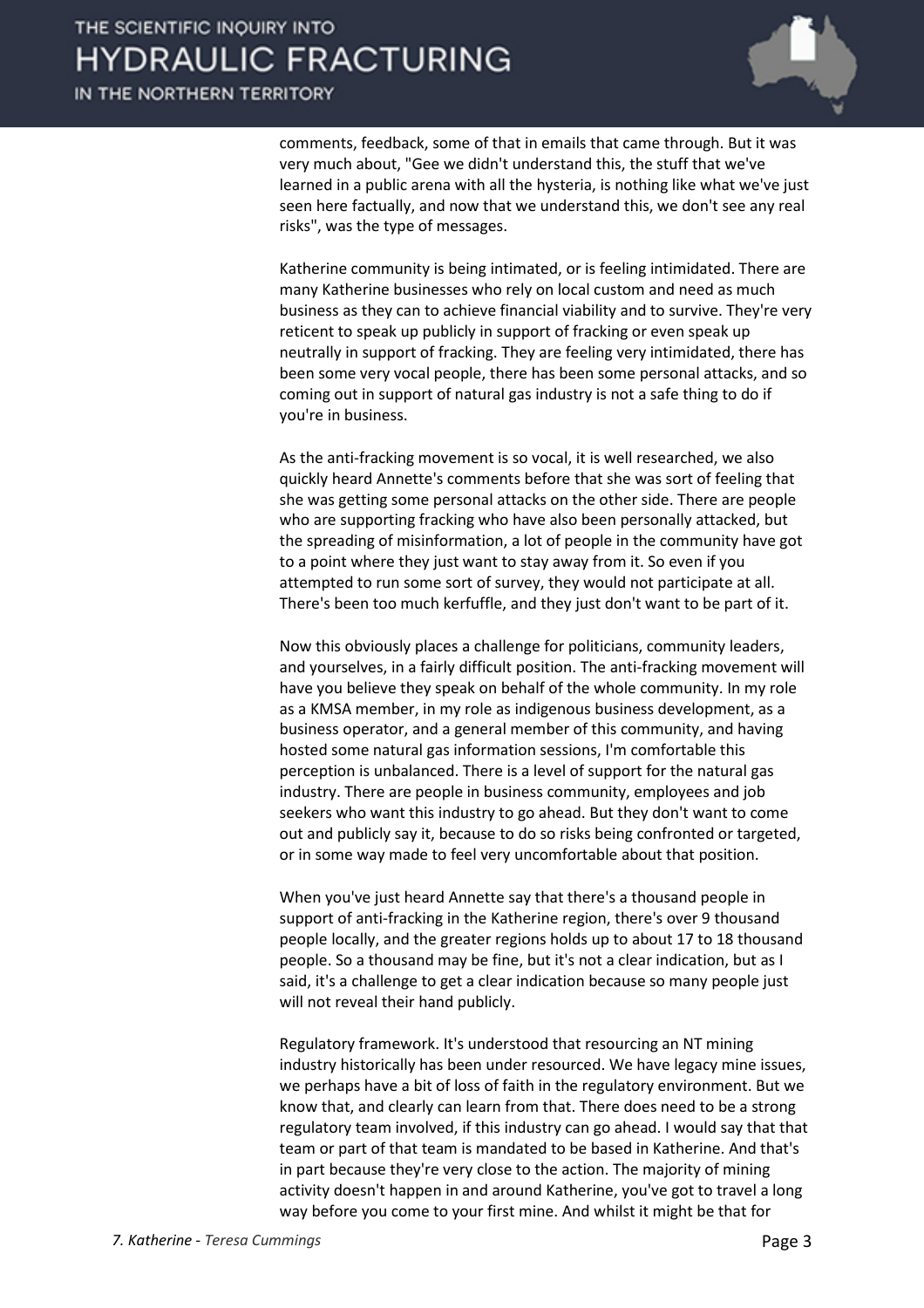comments, feedback, some of that in emails that came through. But it was very much about, "Gee we didn't understand this, the stuff that we've learned in a public arena with all the hysteria, is nothing like what we've just seen here factually, and now that we understand this, we don't see any real risks", was the type of messages.

Katherine community is being intimated, or is feeling intimidated. There are many Katherine businesses who rely on local custom and need as much business as they can to achieve financial viability and to survive. They're very reticent to speak up publicly in support of fracking or even speak up neutrally in support of fracking. They are feeling very intimidated, there has been some very vocal people, there has been some personal attacks, and so coming out in support of natural gas industry is not a safe thing to do if you're in business.

As the anti-fracking movement is so vocal, it is well researched, we also quickly heard Annette's comments before that she was sort of feeling that she was getting some personal attacks on the other side. There are people who are supporting fracking who have also been personally attacked, but the spreading of misinformation, a lot of people in the community have got to a point where they just want to stay away from it. So even if you attempted to run some sort of survey, they would not participate at all. There's been too much kerfuffle, and they just don't want to be part of it.

Now this obviously places a challenge for politicians, community leaders, and yourselves, in a fairly difficult position. The anti-fracking movement will have you believe they speak on behalf of the whole community. In my role as a KMSA member, in my role as indigenous business development, as a business operator, and a general member of this community, and having hosted some natural gas information sessions, I'm comfortable this perception is unbalanced. There is a level of support for the natural gas industry. There are people in business community, employees and job seekers who want this industry to go ahead. But they don't want to come out and publicly say it, because to do so risks being confronted or targeted, or in some way made to feel very uncomfortable about that position.

When you've just heard Annette say that there's a thousand people in support of anti-fracking in the Katherine region, there's over 9 thousand people locally, and the greater regions holds up to about 17 to 18 thousand people. So a thousand may be fine, but it's not a clear indication, but as I said, it's a challenge to get a clear indication because so many people just will not reveal their hand publicly.

Regulatory framework. It's understood that resourcing an NT mining industry historically has been under resourced. We have legacy mine issues, we perhaps have a bit of loss of faith in the regulatory environment. But we know that, and clearly can learn from that. There does need to be a strong regulatory team involved, if this industry can go ahead. I would say that that team or part of that team is mandated to be based in Katherine. And that's in part because they're very close to the action. The majority of mining activity doesn't happen in and around Katherine, you've got to travel a long way before you come to your first mine. And whilst it might be that for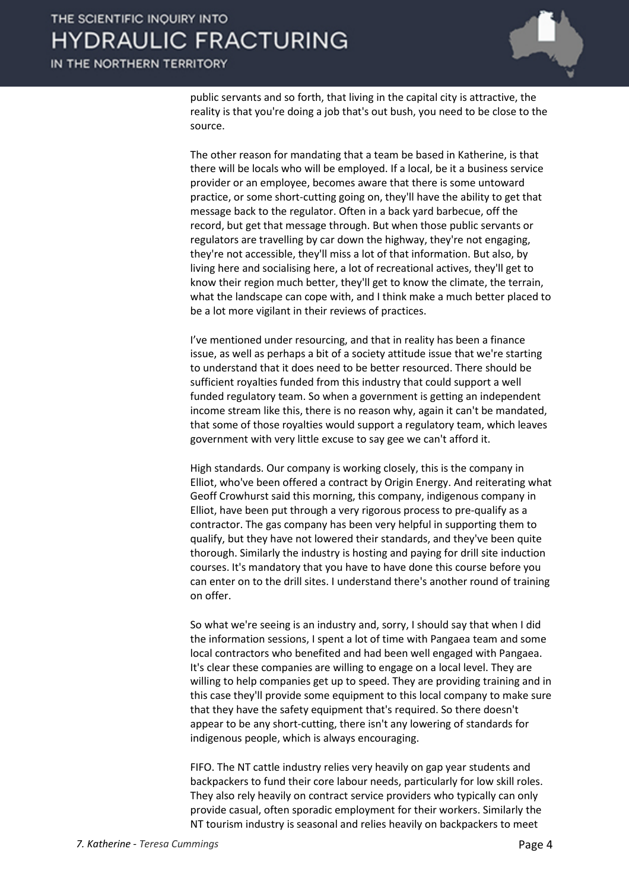public servants and so forth, that living in the capital city is attractive, the reality is that you're doing a job that's out bush, you need to be close to the source.

The other reason for mandating that a team be based in Katherine, is that there will be locals who will be employed. If a local, be it a business service provider or an employee, becomes aware that there is some untoward practice, or some short-cutting going on, they'll have the ability to get that message back to the regulator. Often in a back yard barbecue, off the record, but get that message through. But when those public servants or regulators are travelling by car down the highway, they're not engaging, they're not accessible, they'll miss a lot of that information. But also, by living here and socialising here, a lot of recreational actives, they'll get to know their region much better, they'll get to know the climate, the terrain, what the landscape can cope with, and I think make a much better placed to be a lot more vigilant in their reviews of practices.

I've mentioned under resourcing, and that in reality has been a finance issue, as well as perhaps a bit of a society attitude issue that we're starting to understand that it does need to be better resourced. There should be sufficient royalties funded from this industry that could support a well funded regulatory team. So when a government is getting an independent income stream like this, there is no reason why, again it can't be mandated, that some of those royalties would support a regulatory team, which leaves government with very little excuse to say gee we can't afford it.

High standards. Our company is working closely, this is the company in Elliot, who've been offered a contract by Origin Energy. And reiterating what Geoff Crowhurst said this morning, this company, indigenous company in Elliot, have been put through a very rigorous process to pre-qualify as a contractor. The gas company has been very helpful in supporting them to qualify, but they have not lowered their standards, and they've been quite thorough. Similarly the industry is hosting and paying for drill site induction courses. It's mandatory that you have to have done this course before you can enter on to the drill sites. I understand there's another round of training on offer.

So what we're seeing is an industry and, sorry, I should say that when I did the information sessions, I spent a lot of time with Pangaea team and some local contractors who benefited and had been well engaged with Pangaea. It's clear these companies are willing to engage on a local level. They are willing to help companies get up to speed. They are providing training and in this case they'll provide some equipment to this local company to make sure that they have the safety equipment that's required. So there doesn't appear to be any short-cutting, there isn't any lowering of standards for indigenous people, which is always encouraging.

FIFO. The NT cattle industry relies very heavily on gap year students and backpackers to fund their core labour needs, particularly for low skill roles. They also rely heavily on contract service providers who typically can only provide casual, often sporadic employment for their workers. Similarly the NT tourism industry is seasonal and relies heavily on backpackers to meet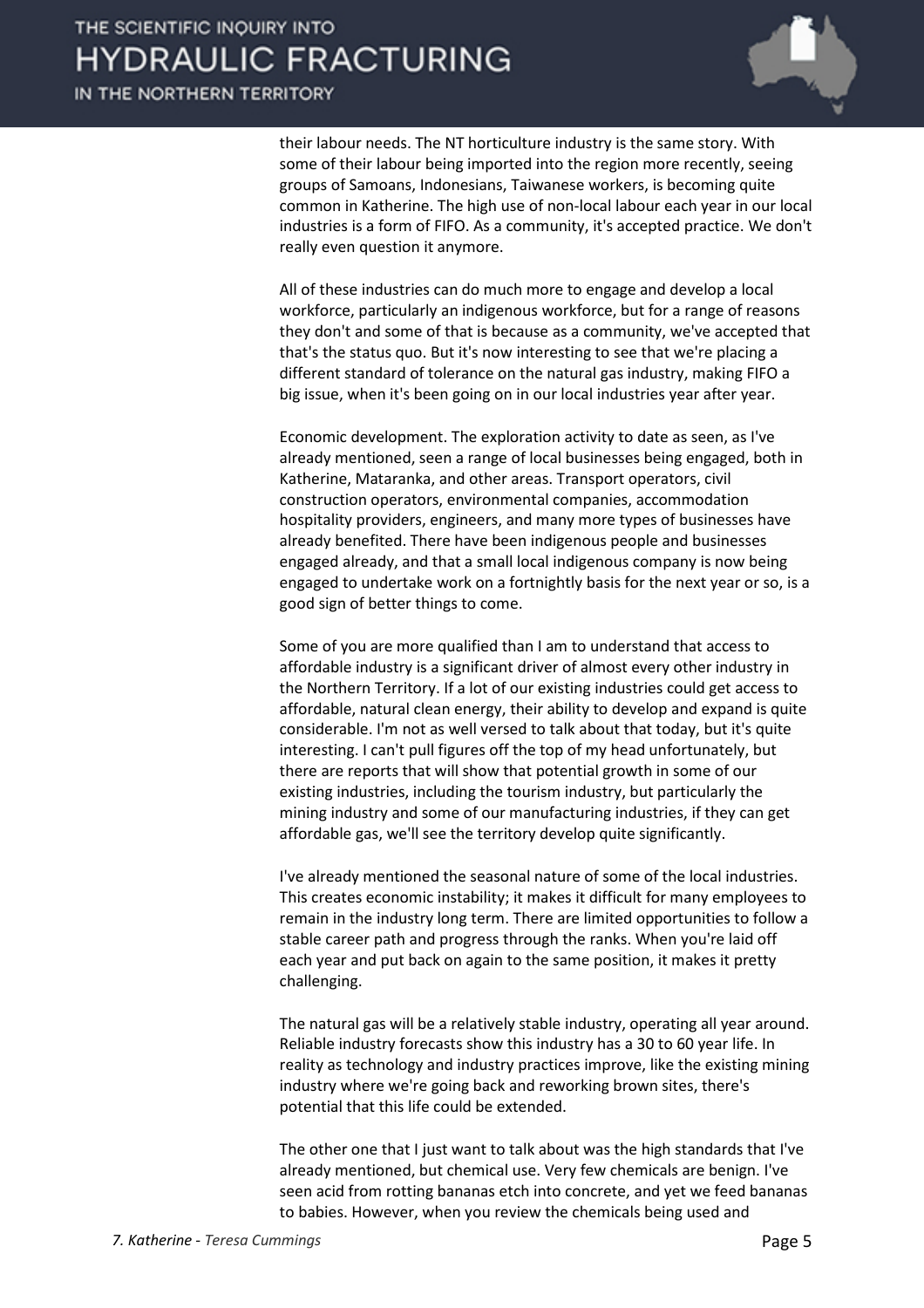their labour needs. The NT horticulture industry is the same story. With some of their labour being imported into the region more recently, seeing groups of Samoans, Indonesians, Taiwanese workers, is becoming quite common in Katherine. The high use of non-local labour each year in our local industries is a form of FIFO. As a community, it's accepted practice. We don't really even question it anymore.

All of these industries can do much more to engage and develop a local workforce, particularly an indigenous workforce, but for a range of reasons they don't and some of that is because as a community, we've accepted that that's the status quo. But it's now interesting to see that we're placing a different standard of tolerance on the natural gas industry, making FIFO a big issue, when it's been going on in our local industries year after year.

Economic development. The exploration activity to date as seen, as I've already mentioned, seen a range of local businesses being engaged, both in Katherine, Mataranka, and other areas. Transport operators, civil construction operators, environmental companies, accommodation hospitality providers, engineers, and many more types of businesses have already benefited. There have been indigenous people and businesses engaged already, and that a small local indigenous company is now being engaged to undertake work on a fortnightly basis for the next year or so, is a good sign of better things to come.

Some of you are more qualified than I am to understand that access to affordable industry is a significant driver of almost every other industry in the Northern Territory. If a lot of our existing industries could get access to affordable, natural clean energy, their ability to develop and expand is quite considerable. I'm not as well versed to talk about that today, but it's quite interesting. I can't pull figures off the top of my head unfortunately, but there are reports that will show that potential growth in some of our existing industries, including the tourism industry, but particularly the mining industry and some of our manufacturing industries, if they can get affordable gas, we'll see the territory develop quite significantly.

I've already mentioned the seasonal nature of some of the local industries. This creates economic instability; it makes it difficult for many employees to remain in the industry long term. There are limited opportunities to follow a stable career path and progress through the ranks. When you're laid off each year and put back on again to the same position, it makes it pretty challenging.

The natural gas will be a relatively stable industry, operating all year around. Reliable industry forecasts show this industry has a 30 to 60 year life. In reality as technology and industry practices improve, like the existing mining industry where we're going back and reworking brown sites, there's potential that this life could be extended.

The other one that I just want to talk about was the high standards that I've already mentioned, but chemical use. Very few chemicals are benign. I've seen acid from rotting bananas etch into concrete, and yet we feed bananas to babies. However, when you review the chemicals being used and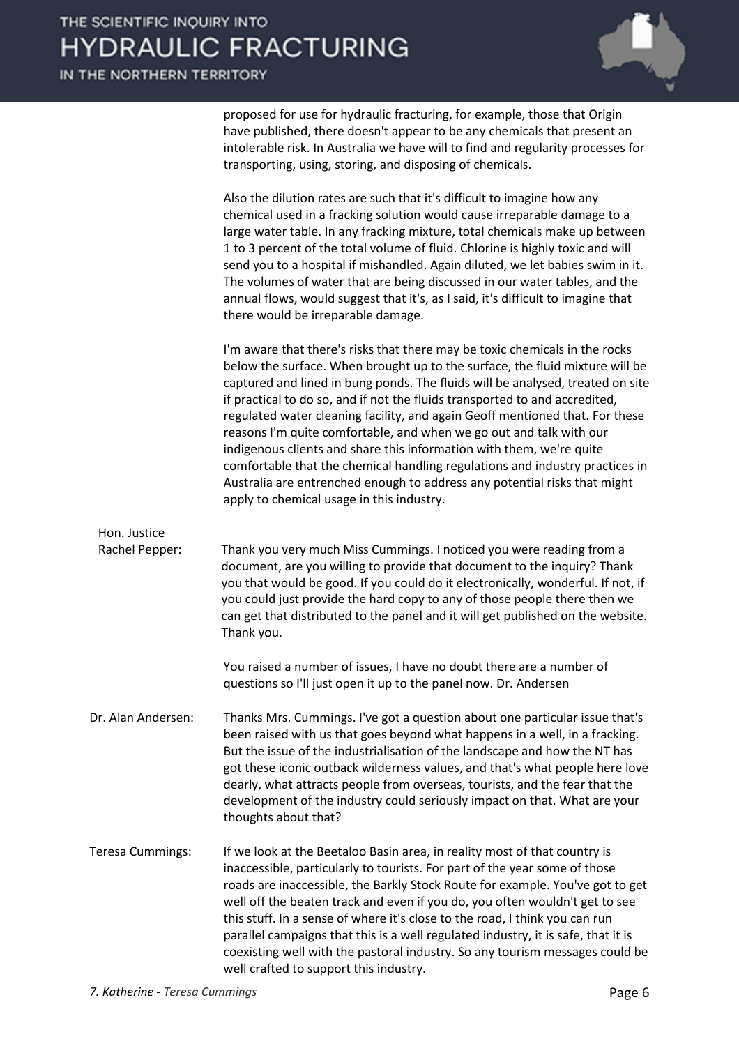proposed for use for hydraulic fracturing, for example, those that Origin have published, there doesn't appear to be any chemicals that present an intolerable risk. In Australia we have will to find and regularity processes for transporting, using, storing, and disposing of chemicals.

Also the dilution rates are such that it's difficult to imagine how any chemical used in a fracking solution would cause irreparable damage to a large water table. In any fracking mixture, total chemicals make up between 1 to 3 percent of the total volume of fluid. Chlorine is highly toxic and will send you to a hospital if mishandled. Again diluted, we let babies swim in it. The volumes of water that are being discussed in our water tables, and the annual flows, would suggest that it's, as I said, it's difficult to imagine that there would be irreparable damage.

I'm aware that there's risks that there may be toxic chemicals in the rocks below the surface. When brought up to the surface, the fluid mixture will be captured and lined in bung ponds. The fluids will be analysed, treated on site if practical to do so, and if not the fluids transported to and accredited, regulated water cleaning facility, and again Geoff mentioned that. For these reasons I'm quite comfortable, and when we go out and talk with our indigenous clients and share this information with them, we're quite comfortable that the chemical handling regulations and industry practices in Australia are entrenched enough to address any potential risks that might apply to chemical usage in this industry.

**Hon. Justice Rachel Pepper:** Thank you very much Miss Cummings. I noticed you were reading from a document, are you willing to provide that document to the inquiry? Thank you that would be good. If you could do it electronically, wonderful. If not, if you could just provide the hard copy to any of those people there then we can get that distributed to the panel and it will get published on the website. Thank you.

You raised a number of issues, I have no doubt there are a number of questions so I'll just open it up to the panel now. Dr. Andersen

**Dr. Alan Andersen:** Thanks Mrs. Cummings. I've got a question about one particular issue that's been raised with us that goes beyond what happens in a well, in a fracking. But the issue of the industrialisation of the landscape and how the NT has got these iconic outback wilderness values, and that's what people here love dearly, what attracts people from overseas, tourists, and the fear that the development of the industry could seriously impact on that. What are your thoughts about that?

**Teresa Cummings:** If we look at the Beetaloo Basin area, in reality most of that country is inaccessible, particularly to tourists. For part of the year some of those roads are inaccessible, the Barkly Stock Route for example. You've got to get well off the beaten track and even if you do, you often wouldn't get to see this stuff. In a sense of where it's close to the road, I think you can run parallel campaigns that this is a well regulated industry, it is safe, that it is coexisting well with the pastoral industry. So any tourism messages could be well crafted to support this industry.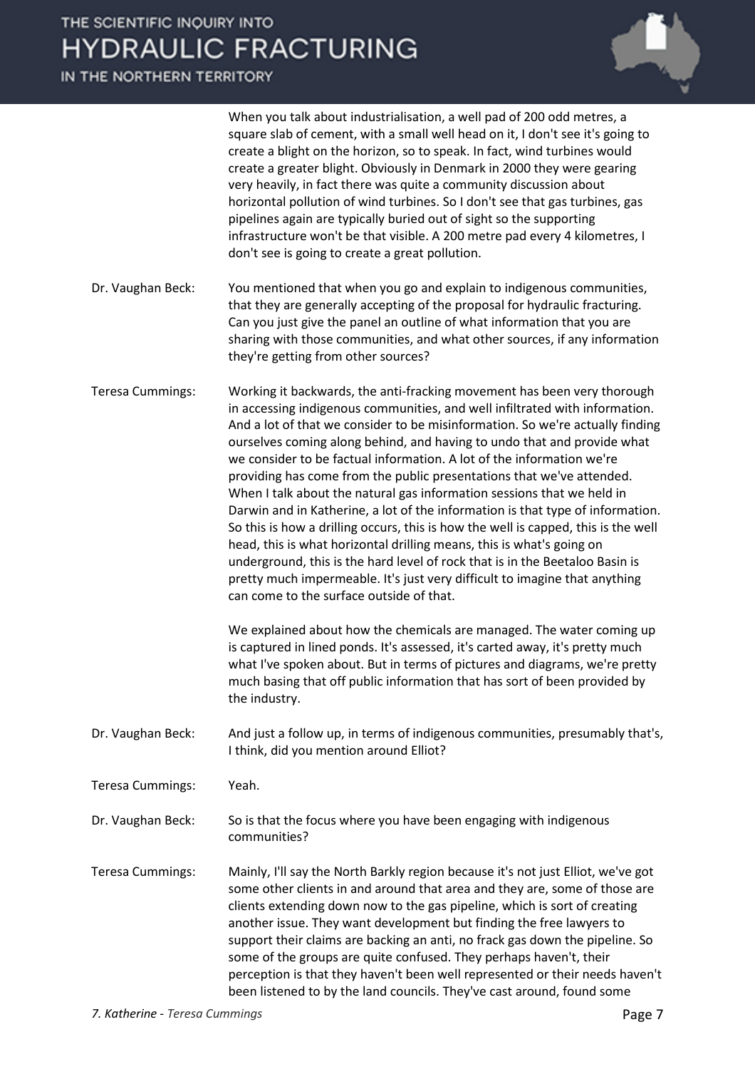When you talk about industrialisation, a well pad of 200 odd metres, a square slab of cement, with a small well head on it, I don't see it's going to create a blight on the horizon, so to speak. In fact, wind turbines would create a greater blight. Obviously in Denmark in 2000 they were gearing very heavily, in fact there was quite a community discussion about horizontal pollution of wind turbines. So I don't see that gas turbines, gas pipelines again are typically buried out of sight so the supporting infrastructure won't be that visible. A 200 metre pad every 4 kilometres, I don't see is going to create a great pollution.

**Dr. Vaughan Beck:** You mentioned that when you go and explain to indigenous communities, that they are generally accepting of the proposal for hydraulic fracturing. Can you just give the panel an outline of what information that you are sharing with those communities, and what other sources, if any information they're getting from other sources?

**Teresa Cummings:** Working it backwards, the anti-fracking movement has been very thorough in accessing indigenous communities, and well infiltrated with information. And a lot of that we consider to be misinformation. So we're actually finding ourselves coming along behind, and having to undo that and provide what we consider to be factual information. A lot of the information we're providing has come from the public presentations that we've attended. When I talk about the natural gas information sessions that we held in Darwin and in Katherine, a lot of the information is that type of information. So this is how a drilling occurs, this is how the well is capped, this is the well head, this is what horizontal drilling means, this is what's going on underground, this is the hard level of rock that is in the Beetaloo Basin is pretty much impermeable. It's just very difficult to imagine that anything can come to the surface outside of that.

We explained about how the chemicals are managed. The water coming up is captured in lined ponds. It's assessed, it's carted away, it's pretty much what I've spoken about. But in terms of pictures and diagrams, we're pretty much basing that off public information that has sort of been provided by the industry.

**Dr. Vaughan Beck:** And just a follow up, in terms of indigenous communities, presumably that's, I think, did you mention around Elliot?

**Teresa Cummings:** Yeah.

**Dr. Vaughan Beck:** So is that the focus where you have been engaging with indigenous communities?

**Teresa Cummings:** Mainly, I'll say the North Barkly region because it's not just Elliot, we've got some other clients in and around that area and they are, some of those are clients extending down now to the gas pipeline, which is sort of creating another issue. They want development but finding the free lawyers to support their claims are backing an anti, no frack gas down the pipeline. So some of the groups are quite confused. They perhaps haven't, their perception is that they haven't been well represented or their needs haven't been listened to by the land councils. They've cast around, found some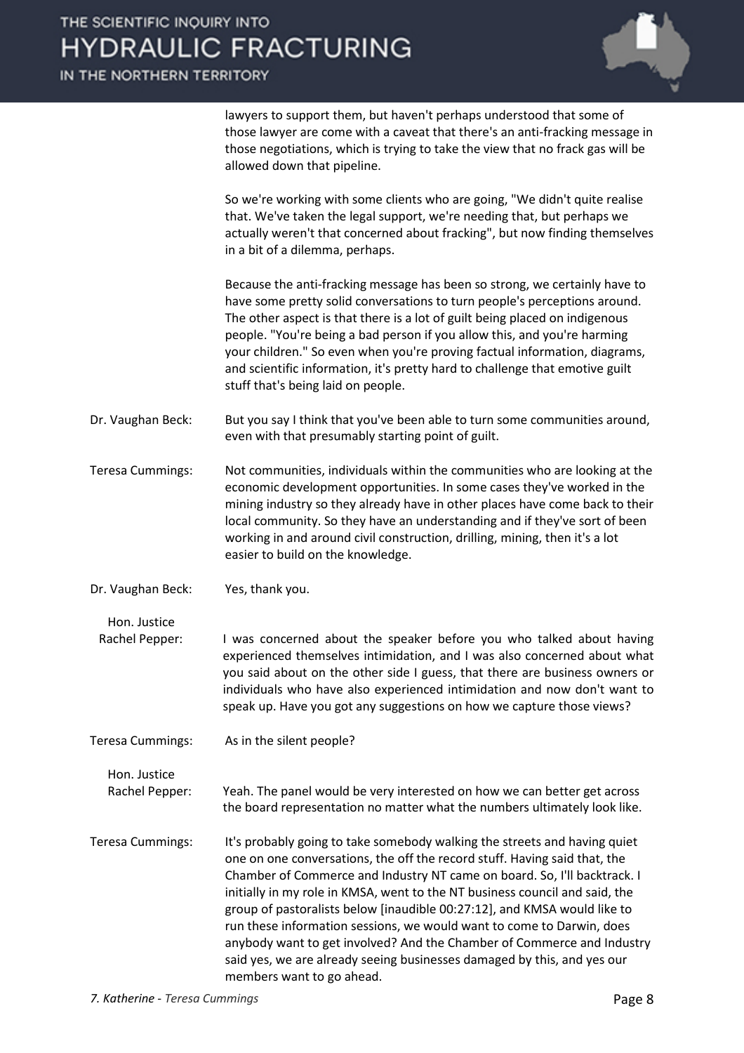lawyers to support them, but haven't perhaps understood that some of those lawyer are come with a caveat that there's an anti-fracking message in those negotiations, which is trying to take the view that no frack gas will be allowed down that pipeline.

So we're working with some clients who are going, "We didn't quite realise that. We've taken the legal support, we're needing that, but perhaps we actually weren't that concerned about fracking", but now finding themselves in a bit of a dilemma, perhaps.

Because the anti-fracking message has been so strong, we certainly have to have some pretty solid conversations to turn people's perceptions around. The other aspect is that there is a lot of guilt being placed on indigenous people. "You're being a bad person if you allow this, and you're harming your children." So even when you're proving factual information, diagrams, and scientific information, it's pretty hard to challenge that emotive guilt stuff that's being laid on people.

**Dr. Vaughan Beck:** But you say I think that you've been able to turn some communities around, even with that presumably starting point of guilt.

**Teresa Cummings:** Not communities, individuals within the communities who are looking at the economic development opportunities. In some cases they've worked in the mining industry so they already have in other places have come back to their local community. So they have an understanding and if they've sort of been working in and around civil construction, drilling, mining, then it's a lot easier to build on the knowledge.

**Dr. Vaughan Beck:** Yes, thank you.

**Hon. Justice Rachel Pepper:** I was concerned about the speaker before you who talked about having experienced themselves intimidation, and I was also concerned about what you said about on the other side I guess, that there are business owners or individuals who have also experienced intimidation and now don't want to speak up. Have you got any suggestions on how we capture those views?

**Teresa Cummings:** As in the silent people?

**Hon. Justice Rachel Pepper:** Yeah. The panel would be very interested on how we can better get across the board representation no matter what the numbers ultimately look like.

**Teresa Cummings:** It's probably going to take somebody walking the streets and having quiet one on one conversations, the off the record stuff. Having said that, the Chamber of Commerce and Industry NT came on board. So, I'll backtrack. I initially in my role in KMSA, went to the NT business council and said, the group of pastoralists below [inaudible 00:27:12], and KMSA would like to run these information sessions, we would want to come to Darwin, does anybody want to get involved? And the Chamber of Commerce and Industry said yes, we are already seeing businesses damaged by this, and yes our members want to go ahead.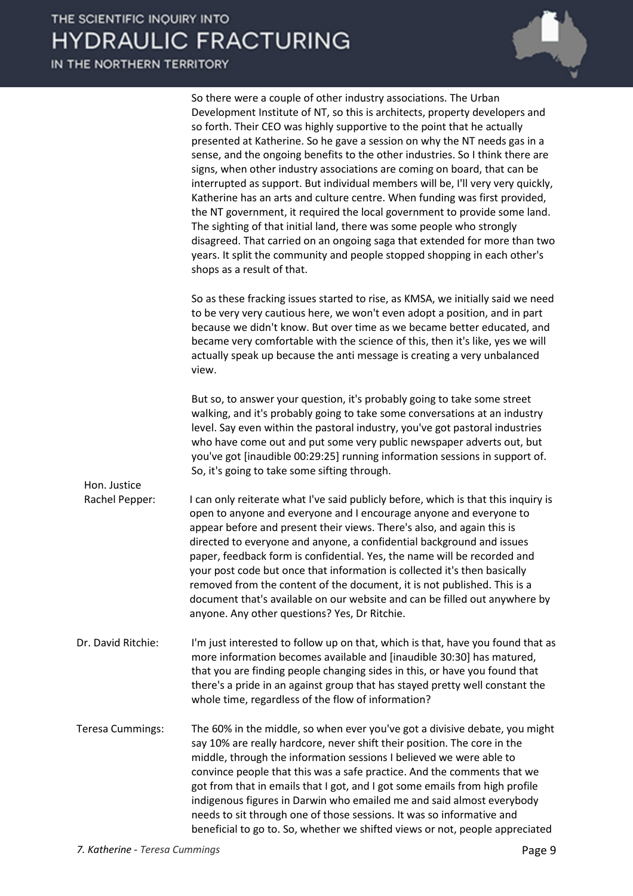So there were a couple of other industry associations. The Urban Development Institute of NT, so this is architects, property developers and so forth. Their CEO was highly supportive to the point that he actually presented at Katherine. So he gave a session on why the NT needs gas in a sense, and the ongoing benefits to the other industries. So I think there are signs, when other industry associations are coming on board, that can be interrupted as support. But individual members will be, I'll very very quickly, Katherine has an arts and culture centre. When funding was first provided, the NT government, it required the local government to provide some land. The sighting of that initial land, there was some people who strongly disagreed. That carried on an ongoing saga that extended for more than two years. It split the community and people stopped shopping in each other's shops as a result of that.

So as these fracking issues started to rise, as KMSA, we initially said we need to be very very cautious here, we won't even adopt a position, and in part because we didn't know. But over time as we became better educated, and became very comfortable with the science of this, then it's like, yes we will actually speak up because the anti message is creating a very unbalanced view.

But so, to answer your question, it's probably going to take some street walking, and it's probably going to take some conversations at an industry level. Say even within the pastoral industry, you've got pastoral industries who have come out and put some very public newspaper adverts out, but you've got [inaudible 00:29:25] running information sessions in support of. So, it's going to take some sifting through.

**Hon. Justice Rachel Pepper:** I can only reiterate what I've said publicly before, which is that this inquiry is open to anyone and everyone and I encourage anyone and everyone to appear before and present their views. There's also, and again this is directed to everyone and anyone, a confidential background and issues paper, feedback form is confidential. Yes, the name will be recorded and your post code but once that information is collected it's then basically removed from the content of the document, it is not published. This is a document that's available on our website and can be filled out anywhere by anyone. Any other questions? Yes, Dr Ritchie.

**Dr. David Ritchie:** I'm just interested to follow up on that, which is that, have you found that as more information becomes available and [inaudible 30:30] has matured, that you are finding people changing sides in this, or have you found that there's a pride in an against group that has stayed pretty well constant the whole time, regardless of the flow of information?

**Teresa Cummings:** The 60% in the middle, so when ever you've got a divisive debate, you might say 10% are really hardcore, never shift their position. The core in the middle, through the information sessions I believed we were able to convince people that this was a safe practice. And the comments that we got from that in emails that I got, and I got some emails from high profile indigenous figures in Darwin who emailed me and said almost everybody needs to sit through one of those sessions. It was so informative and beneficial to go to. So, whether we shifted views or not, people appreciated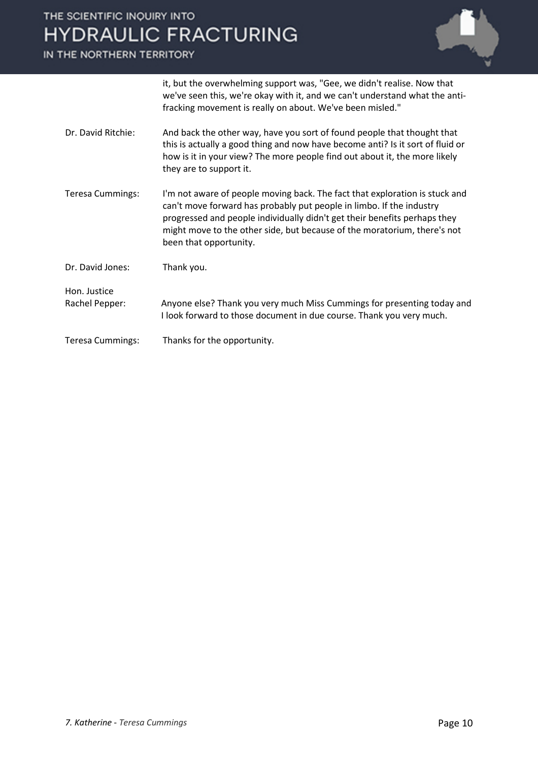it, but the overwhelming support was, "Gee, we didn't realise. Now that we've seen this, we're okay with it, and we can't understand what the anti-fracking movement is really on about. We've been misled."

Dr. David Ritchie: And back the other way, have you sort of found people that thought that this is actually a good thing and now have become anti? Is it sort of fluid or how is it in your view? The more people find out about it, the more likely they are to support it.

Teresa Cummings: I'm not aware of people moving back. The fact that exploration is stuck and can't move forward has probably put people in limbo. If the industry progressed and people individually didn't get their benefits perhaps they might move to the other side, but because of the moratorium, there's not been that opportunity.

Dr. David Jones: Thank you.

Hon. Justice Rachel Pepper: Anyone else? Thank you very much Miss Cummings for presenting today and I look forward to those document in due course. Thank you very much.

Teresa Cummings: Thanks for the opportunity.